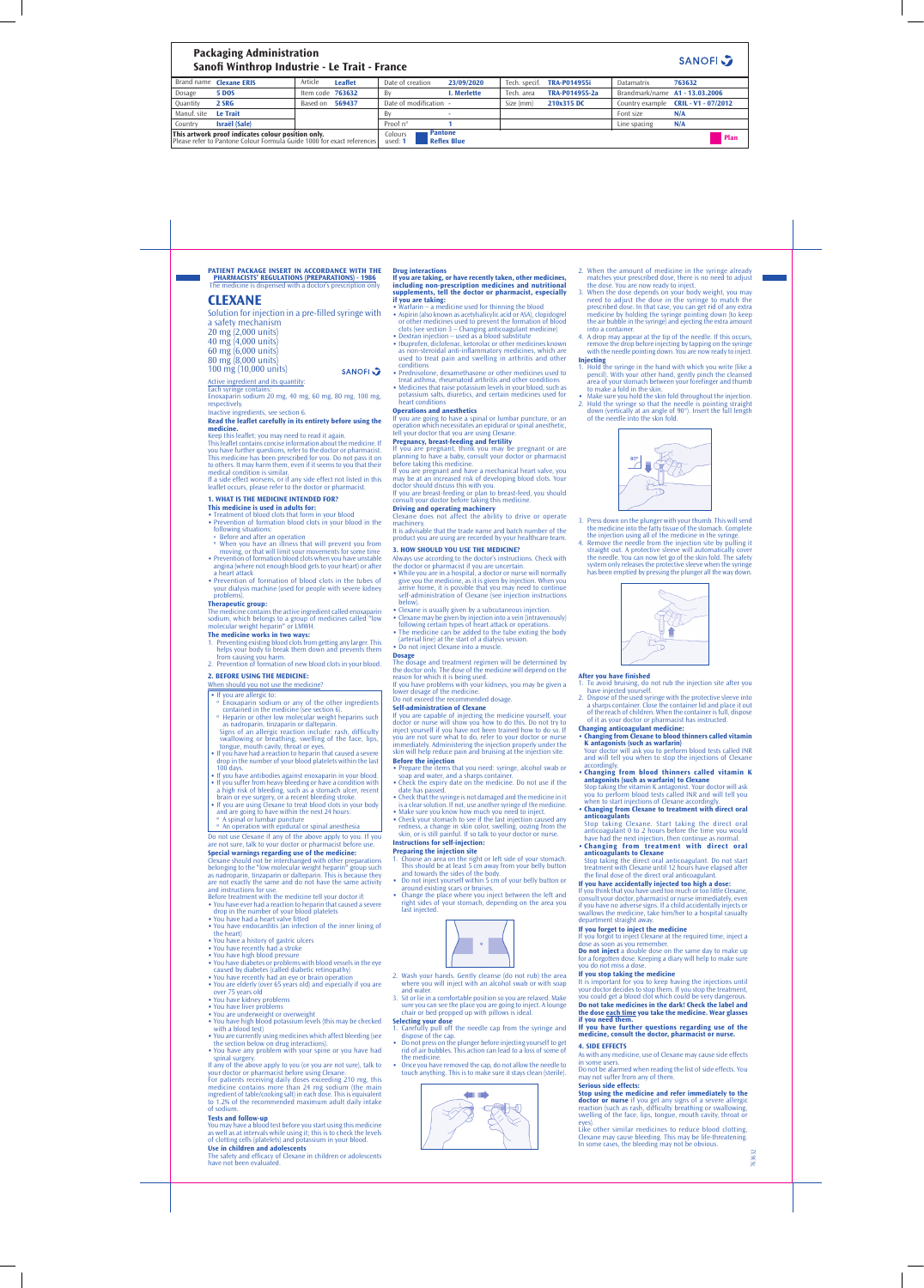## Packaging Administration
## Sanofi Winthrop Industrie - Le Trait - France

SANOFI

| Brand name | Clexane ERIS | Article | Leaflet | Date of creation | 23/09/2020 | Tech. specif. | TRA-P014955i | Datamatrix | 763632 |
|---|---|---|---|---|---|---|---|---|---|
| Dosage | 5 DOS | Item code | 763632 | By | I. Merlette | Tech. area | TRA-P014955-2a | Brandmark/name | A1 - 13.03.2006 |
| Quantity | 2 SRG | Based on | 569437 | Date of modification | - | Size (mm) | 210x315 DC | Country example | CRIL - V1 - 07/2012 |
| Manuf. site | Le Trait | | | By | - | | | Font size | N/A |
| Country | Israël (Sale) | | | Proof n° | 1 | | | Line spacing | N/A |
| This artwork proof indicates colour position only. Please refer to Pantone Colour Formula Guide 1000 for exact references | | | | Colours used: 1 | Pantone Reflex Blue | | | | Plan |

**PATIENT PACKAGE INSERT IN ACCORDANCE WITH THE PHARMACISTS' REGULATIONS (PREPARATIONS) - 1986**
The medicine is dispensed with a doctor's prescription only

# CLEXANE

Solution for injection in a pre-filled syringe with a safety mechanism
20 mg (2,000 units)
40 mg (4,000 units)
60 mg (6,000 units)
80 mg (8,000 units)
100 mg (10,000 units)

SANOFI

Active ingredient and its quantity:
Each syringe contains:
Enoxaparin sodium 20 mg, 40 mg, 60 mg, 80 mg, 100 mg, respectively.

Inactive ingredients, see section 6.

**Read the leaflet carefully in its entirety before using the medicine.**
Keep this leaflet; you may need to read it again.
This leaflet contains concise information about the medicine. If you have further questions, refer to the doctor or pharmacist.
This medicine has been prescribed for you. Do not pass it on to others. It may harm them, even if it seems to you that their medical condition is similar.
If a side effect worsens, or if any side effect not listed in this leaflet occurs, please refer to the doctor or pharmacist.

### 1. WHAT IS THE MEDICINE INTENDED FOR?

**This medicine is used in adults for:**
- Treatment of blood clots that form in your blood
- Prevention of formation blood clots in your blood in the following situations:
  - Before and after an operation
  - When you have an illness that will prevent you from moving, or that will limit your movements for some time
- Prevention of formation blood clots when you have unstable angina (where not enough blood gets to your heart) or after a heart attack
- Prevention of formation of blood clots in the tubes of your dialysis machine (used for people with severe kidney problems).

**Therapeutic group:**
The medicine contains the active ingredient called enoxaparin sodium, which belongs to a group of medicines called "low molecular weight heparin" or LMWH.

**The medicine works in two ways:**
1. Preventing existing blood clots from getting any larger. This helps your body to break them down and prevents them from causing you harm.
2. Prevention of formation of new blood clots in your blood.

### 2. BEFORE USING THE MEDICINE:

When should you not use the medicine?

- If you are allergic to:
  - Enoxaparin sodium or any of the other ingredients contained in the medicine (see section 6).
  - Heparin or other low molecular weight heparins such as nadroparin, tinzaparin or dalteparin.
  
  Signs of an allergic reaction include: rash, difficulty swallowing or breathing, swelling of the face, lips, tongue, mouth cavity, throat or eyes.
- If you have had a reaction to heparin that caused a severe drop in the number of your blood platelets within the last 100 days.
- If you have antibodies against enoxaparin in your blood.
- If you suffer from heavy bleeding or have a condition with a high risk of bleeding, such as a stomach ulcer, recent brain or eye surgery, or a recent bleeding stroke.
- If you are using Clexane to treat blood clots in your body and are going to have within the next 24 hours:
  - A spinal or lumbar puncture
  - An operation with epidural or spinal anesthesia

Do not use Clexane if any of the above apply to you. If you are not sure, talk to your doctor or pharmacist before use.

**Special warnings regarding use of the medicine:**
Clexane should not be interchanged with other preparations belonging to the "low molecular weight heparin" group such as nadroparin, tinzaparin and dalteparin. This is because they are not exactly the same and do not have the same activity and instructions for use.
Before treatment with the medicine tell your doctor if:
- You have ever had a reaction to heparin that caused a severe drop in the number of your blood platelets
- You have had a heart valve fitted
- You have endocarditis (an infection of the inner lining of the heart)
- You have a history of gastric ulcers
- You have recently had a stroke
- You have high blood pressure
- You have diabetes or problems with blood vessels in the eye caused by diabetes (called diabetic retinopathy)
- You have recently had an eye or brain operation
- You are elderly (over 65 years old) and especially if you are over 75 years old
- You have kidney problems
- You have liver problems
- You are underweight or overweight
- You have high blood potassium levels (this may be checked with a blood test)
- You are currently using medicines which affect bleeding (see the section below on drug interactions).
- You have any problem with your spine or you have had spinal surgery.

If any of the above apply to you (or you are not sure), talk to your doctor or pharmacist before using Clexane.
For patients receiving daily doses exceeding 210 mg, this medicine contains more than 24 mg sodium (the main ingredient of table/cooking salt) in each dose. This is equivalent to 1.2% of the recommended maximum adult daily intake of sodium.

**Tests and follow-up**
You may have a blood test before you start using this medicine as well as at intervals while using it; this is to check the levels of clotting cells (platelets) and potassium in your blood.

**Use in children and adolescents**
The safety and efficacy of Clexane in children or adolescents have not been evaluated.

**Drug interactions**
**If you are taking, or have recently taken, other medicines, including non-prescription medicines and nutritional supplements, tell the doctor or pharmacist, especially if you are taking:**
- Warfarin – a medicine used for thinning the blood
- Aspirin (also known as acetylsalicylic acid or ASA), clopidogrel or other medicines used to prevent the formation of blood clots (see section 3 – Changing anticoagulant medicine)
- Dextran injection – used as a blood substitute
- Ibuprofen, diclofenac, ketorolac or other medicines known as non-steroidal anti-inflammatory medicines, which are used to treat pain and swelling in arthritis and other conditions
- Prednisolone, dexamethasone or other medicines used to treat asthma, rheumatoid arthritis and other conditions
- Medicines that raise potassium levels in your blood, such as potassium salts, diuretics, and certain medicines used for heart conditions

**Operations and anesthetics**
If you are going to have a spinal or lumbar puncture, or an operation which necessitates an epidural or spinal anesthetic, tell your doctor that you are using Clexane.

**Pregnancy, breast-feeding and fertility**
If you are pregnant, think you may be pregnant or are planning to have a baby, consult your doctor or pharmacist before taking this medicine.
If you are pregnant and have a mechanical heart valve, you may be at an increased risk of developing blood clots. Your doctor should discuss this with you.
If you are breast-feeding or plan to breast-feed, you should consult your doctor before taking this medicine.

**Driving and operating machinery**
Clexane does not affect the ability to drive or operate machinery.
It is advisable that the trade name and batch number of the product you are using are recorded by your healthcare team.

### 3. HOW SHOULD YOU USE THE MEDICINE?

Always use according to the doctor's instructions. Check with the doctor or pharmacist if you are uncertain.
- While you are in a hospital, a doctor or nurse will normally give you the medicine, as it is given by injection. When you arrive home, it is possible that you may need to continue self-administration of Clexane (see injection instructions below).
- Clexane is usually given by a subcutaneous injection.
- Clexane may be given by injection into a vein (intravenously) following certain types of heart attack or operations.
- The medicine can be added to the tube exiting the body (arterial line) at the start of a dialysis session.
- Do not inject Clexane into a muscle.

**Dosage**
The dosage and treatment regimen will be determined by the doctor only. The dose of the medicine will depend on the reason for which it is being used.
If you have problems with your kidneys, you may be given a lower dosage of the medicine.
Do not exceed the recommended dosage.

**Self-administration of Clexane**
If you are capable of injecting the medicine yourself, your doctor or nurse will show you how to do this. Do not try to inject yourself if you have not been trained how to do so. If you are not sure what to do, refer to your doctor or nurse immediately. Administering the injection properly under the skin will help reduce pain and bruising at the injection site.

**Before the injection**
- Prepare the items that you need: syringe, alcohol swab or soap and water, and a sharps container.
- Check the expiry date on the medicine. Do not use if the date has passed.
- Check that the syringe is not damaged and the medicine in it is a clear solution. If not, use another syringe of the medicine.
- Make sure you know how much you need to inject.
- Check your stomach to see if the last injection caused any redness, a change in skin color, swelling, oozing from the skin, or is still painful. If so talk to your doctor or nurse.

**Instructions for self-injection:**

**Preparing the injection site**
1. Choose an area on the right or left side of your stomach. This should be at least 5 cm away from your belly button and towards the sides of the body.
   - Do not inject yourself within 5 cm of your belly button or around existing scars or bruises.
   - Change the place where you inject between the left and right sides of your stomach, depending on the area you last injected.
2. Wash your hands. Gently cleanse (do not rub) the area where you will inject with an alcohol swab or with soap and water.
3. Sit or lie in a comfortable position so you are relaxed. Make sure you can see the place you are going to inject. A lounge chair or bed propped up with pillows is ideal.

**Selecting your dose**
1. Carefully pull off the needle cap from the syringe and dispose of the cap.
   - Do not press on the plunger before injecting yourself to get rid of air bubbles. This action can lead to a loss of some of the medicine.
   - Once you have removed the cap, do not allow the needle to touch anything. This is to make sure it stays clean (sterile).
2. When the amount of medicine in the syringe already matches your prescribed dose, there is no need to adjust the dose. You are now ready to inject.
3. When the dose depends on your body weight, you may need to adjust the dose in the syringe to match the prescribed dose. In that case, you can get rid of any extra medicine by holding the syringe pointing down (to keep the air bubble in the syringe) and ejecting the extra amount into a container.
4. A drop may appear at the tip of the needle. If this occurs, remove the drop before injecting by tapping on the syringe with the needle pointing down. You are now ready to inject.

**Injecting**
1. Hold the syringe in the hand with which you write (like a pencil). With your other hand, gently pinch the cleansed area of your stomach between your forefinger and thumb to make a fold in the skin.
   - Make sure you hold the skin fold throughout the injection.
2. Hold the syringe so that the needle is pointing straight down (vertically at an angle of 90°). Insert the full length of the needle into the skin fold.
3. Press down on the plunger with your thumb. This will send the medicine into the fatty tissue of the stomach. Complete the injection using all of the medicine in the syringe.
4. Remove the needle from the injection site by pulling it straight out. A protective sleeve will automatically cover the needle. You can now let go of the skin fold. The safety system only releases the protective sleeve when the syringe has been emptied by pressing the plunger all the way down.

**After you have finished**
1. To avoid bruising, do not rub the injection site after you have injected yourself.
2. Dispose of the used syringe with the protective sleeve into a sharps container. Close the container lid and place it out of the reach of children. When the container is full, dispose of it as your doctor or pharmacist has instructed.

**Changing anticoagulant medicine:**
- **Changing from Clexane to blood thinners called vitamin K antagonists (such as warfarin)**
  Your doctor will ask you to perform blood tests called INR and will tell you when to stop the injections of Clexane accordingly.
- **Changing from blood thinners called vitamin K antagonists (such as warfarin) to Clexane**
  Stop taking the vitamin K antagonist. Your doctor will ask you to perform blood tests called INR and will tell you when to start injections of Clexane accordingly.
- **Changing from Clexane to treatment with direct oral anticoagulants**
  Stop taking Clexane. Start taking the direct oral anticoagulant 0 to 2 hours before the time you would have had the next injection, then continue as normal.
- **Changing from treatment with direct oral anticoagulants to Clexane**
  Stop taking the direct oral anticoagulant. Do not start treatment with Clexane until 12 hours have elapsed after the final dose of the direct oral anticoagulant.

**If you have accidentally injected too high a dose:**
If you think that you have used too much or too little Clexane, consult your doctor, pharmacist or nurse immediately, even if you have no adverse signs. If a child accidentally injects or swallows the medicine, take him/her to a hospital casualty department straight away.

**If you forget to inject the medicine**
If you forgot to inject Clexane at the required time, inject a dose as soon as you remember.
**Do not inject** a double dose on the same day to make up for a forgotten dose. Keeping a diary will help to make sure you do not miss a dose.

**If you stop taking the medicine**
It is important for you to keep having the injections until your doctor decides to stop them. If you stop the treatment, you could get a blood clot which could be very dangerous.
**Do not take medicines in the dark! Check the label and the dose each time you take the medicine. Wear glasses if you need them.**
**If you have further questions regarding use of the medicine, consult the doctor, pharmacist or nurse.**

### 4. SIDE EFFECTS

As with any medicine, use of Clexane may cause side effects in some users.
Do not be alarmed when reading the list of side effects. You may not suffer from any of them.

**Serious side effects:**
**Stop using the medicine and refer immediately to the doctor or nurse** if you get any signs of a severe allergic reaction (such as rash, difficulty breathing or swallowing, swelling of the face, lips, tongue, mouth cavity, throat or eyes).
Like other similar medicines to reduce blood clotting, Clexane may cause bleeding. This may be life-threatening. In some cases, the bleeding may not be obvious.

763632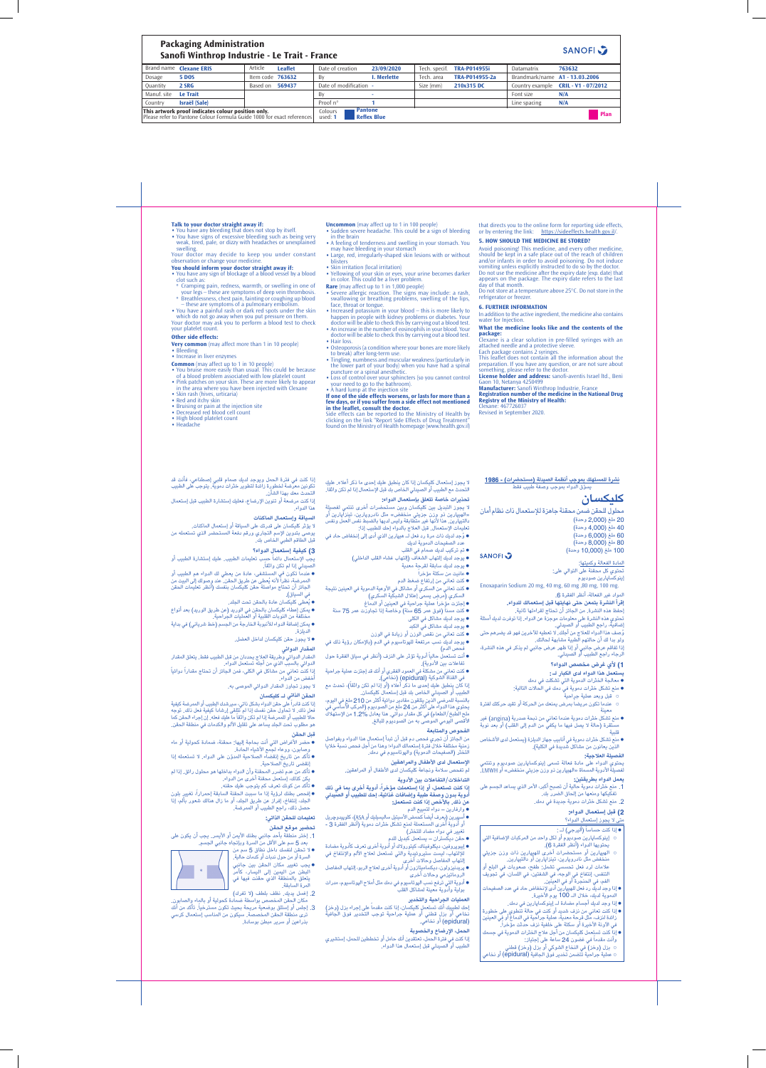## Packaging Administration
## Sanofi Winthrop Industrie - Le Trait - France

SANOFI

| | | | | | | | | | |
|---|---|---|---|---|---|---|---|---|---|
| Brand name | **Clexane ERIS** | Article | **Leaflet** | Date of creation | **23/09/2020** | Tech. specif. | **TRA-P014955i** | Datamatrix | **763632** |
| Dosage | **5 DOS** | Item code | **763632** | By | **I. Merlette** | Tech. area | **TRA-P014955-2a** | Brandmark/name | **A1 - 13.03.2006** |
| Quantity | **2 SRG** | Based on | **569437** | Date of modification | **-** | Size (mm) | **210x315 DC** | Country example | **CRIL - V1 - 07/2012** |
| Manuf. site | **Le Trait** | | | By | **-** | | | Font size | **N/A** |
| Country | **Israël (Sale)** | | | Proof n° | **1** | | | Line spacing | **N/A** |
| **This artwork proof indicates colour position only.** Please refer to Pantone Colour Formula Guide 1000 for exact references | | | | Colours used: **1** | **Pantone Reflex Blue** | | | | **Plan** |

**Talk to your doctor straight away if:**
- You have any bleeding that does not stop by itself.
- You have signs of excessive bleeding such as being very weak, tired, pale, or dizzy with headaches or unexplained swelling.

Your doctor may decide to keep you under constant observation or change your medicine.

**You should inform your doctor straight away if:**
- You have any sign of blockage of a blood vessel by a blood clot such as:
  - Cramping pain, redness, warmth, or swelling in one of your legs – these are symptoms of deep vein thrombosis.
  - Breathlessness, chest pain, fainting or coughing up blood – these are symptoms of a pulmonary embolism.
- You have a painful rash or dark red spots under the skin which do not go away when you put pressure on them.

Your doctor may ask you to perform a blood test to check your platelet count.

**Other side effects:**

**Very common** (may affect more than 1 in 10 people)
- Bleeding
- Increase in liver enzymes

**Common** (may affect up to 1 in 10 people)
- You bruise more easily than usual. This could be because of a blood problem associated with low platelet count
- Pink patches on your skin. These are more likely to appear in the area where you have been injected with Clexane
- Skin rash (hives, urticaria)
- Red and itchy skin
- Bruising or pain at the injection site
- Decreased red blood cell count
- High blood platelet count
- Headache

**Uncommon** (may affect up to 1 in 100 people)
- Sudden severe headache. This could be a sign of bleeding in the brain
- A feeling of tenderness and swelling in your stomach. You may have bleeding in your stomach
- Large, red, irregularly-shaped skin lesions with or without blisters
- Skin irritation (local irritation)
- Yellowing of your skin or eyes, your urine becomes darker in color. This could be a liver problem.

**Rare** (may affect up to 1 in 1,000 people)
- Severe allergic reaction. The signs may include: a rash, swallowing or breathing problems, swelling of the lips, face, throat or tongue.
- Increased potassium in your blood – this is more likely to happen in people with kidney problems or diabetes. Your doctor will be able to check this by carrying out a blood test.
- An increase in the number of eosinophils in your blood. Your doctor will be able to check this by carrying out a blood test.
- Hair loss.
- Osteoporosis (a condition where your bones are more likely to break) after long-term use.
- Tingling, numbness and muscular weakness (particularly in the lower part of your body) when you have had a spinal puncture or a spinal anesthetic.
- Loss of control over your sphincters (so you cannot control your need to go to the bathroom).
- A hard lump at the injection site.

**If one of the side effects worsens, or lasts for more than a few days, or if you suffer from a side effect not mentioned in the leaflet, consult the doctor.**

Side effects can be reported to the Ministry of Health by clicking on the link "Report Side Effects of Drug Treatment" found on the Ministry of Health homepage (www.health.gov.il) that directs you to the online form for reporting side effects, or by entering the link: https://sideeffects.health.gov.il/.

**5. HOW SHOULD THE MEDICINE BE STORED?**

Avoid poisoning! This medicine, and every other medicine, should be kept in a safe place out of the reach of children and/or infants in order to avoid poisoning. Do not induce vomiting unless explicitly instructed to do so by the doctor. Do not use the medicine after the expiry date (exp. date) that appears on the package. The expiry date refers to the last day of that month.

Do not store at a temperature above 25°C. Do not store in the refrigerator or freezer.

**6. FURTHER INFORMATION**

In addition to the active ingredient, the medicine also contains water for Injection.

**What the medicine looks like and the contents of the package:**

Clexane is a clear solution in pre-filled syringes with an attached needle and a protective sleeve.

Each package contains 2 syringes.

This leaflet does not contain all the information about the preparation. If you have any question, or are not sure about something, please refer to the doctor.

**License holder and address:** sanofi-aventis Israel ltd., Beni Gaon 10, Netanya 4250499

**Manufacturer:** Sanofi Winthrop Industrie, France

**Registration number of the medicine in the National Drug Registry of the Ministry of Health:**
Clexane: 467726037

Revised in September 2020.

**نشرة للمستهلك بموجب أنظمة الصيادلة (مستحضرات) - 1986**

يسوّق الدواء بموجب وصفة طبيب فقط

# كليكسان

محلول للحقن ضمن محقنة جاهزة للإستعمال ذات نظام أمان

20 ملغ (2,000 وحدة)
40 ملغ (4,000 وحدة)
60 ملغ (6,000 وحدة)
80 ملغ (8,000 وحدة)
100 ملغ (10,000 وحدة)

SANOFI

**المادة الفعالة وكميتها:**

تحتوي كل محقنة على التوالي على:

Enoxaparin Sodium 20 mg, 40 mg, 60 mg ,80 mg, 100 mg.

إينوكسابارين صوديوم

المواد غير الفعالة: أنظر الفقرة 6.

**إقرأ النشرة بتمعن حتى نهايتها قبل إستعمالك للدواء.**

إحفظ هذه النشرة. من الجائز أن تحتاج لقراءتها ثانية.

تحتوي هذه النشرة على معلومات موجزة عن الدواء. إذا توفرت لديك أسئلة إضافية، راجع الطبيب أو الصيدلي.

وُصف هذا الدواء للعلاج من أجلك. لا تعطيه للآخرين فهو قد يضرهم حتى ولو بدا لك أن حالتهم الطبية مشابهة لحالتك.

إذا تفاقم عرض جانبي أو إذا ظهر عرض جانبي لم يذكر في هذه النشرة، الرجاء راجع الطبيب أو الصيدلي.

**1) لأي غرض مخصص الدواء؟**

**يستعمل هذا الدواء لدى الكبار لـ:**
- معالجة الخثرات الدموية التي تشكلت في دمك
- منع تشكل خثرات دموية في دمك في الحالات التالية:
  - قبل وبعد عملية جراحية
  - عندما تكون مريضاً بمرض يمنعك من الحركة أو تقيد حركتك لفترة معينة
- منع تشكل خثرات دموية عندما تعاني من ذبحة صدرية (angina) غير مستقرة (حالة لا يصل فيها ما يكفي من الدم إلى القلب) أو بعد نوبة قلبية
- منع تشكل خثرات دموية في أنابيب جهاز الديلزة (يستعمل لدى الأشخاص الذين يعانون من مشاكل شديدة في الكلية).

**الفصيلة العلاجية:**

يحتوي الدواء على مادة فعالة تسمى إينوكسابارين صوديوم وتنتمي لفصيلة الأدوية المسماة «هيبارين ذو وزن جزيئي منخفض» أو LMWH.

**يعمل الدواء بطريقتين:**
1. منع خثرات دموية حالية أن تصبح أكبر. الأمر الذي يساعد الجسم على تفكيكها ومنعها من إلحاق الضرر بك.
2. منع تشكل خثرات دموية جديدة في دمك.

**2) قبل إستعمال الدواء:**

**متى لا يجوز إستعمال الدواء؟**
- إذا كنت حساساً (أليرجي) لـ:
  - إينوكسابارين صوديوم أو لكل واحد من المركبات الإضافية التي يحتويها الدواء (أنظر الفقرة 6).
  - الهيبارين أو مستحضرات أخرى للهيبارين ذات وزن جزيئي منخفض مثل نادروپارين، تينزاپارين أو دالتيپارين.

علامات لرد فعل تحسسي تشمل: طفح، صعوبات في البلع أو التنفس، إنتفاخ في الوجه، في الشفتين، في اللسان، في تجويف الفم، في الحنجرة أو في العينين.
- إذا وجد لديك رد فعل للهيبارين أدى لإنخفاض حاد في عدد الصفيحات الدموية لديك، خلال الـ 100 يوم الأخيرة.
- إذا وجد لديك أجسام مضادة لـ إينوكسابارين في دمك.
- إذا كنت تعاني من نزف شديد أو كنت في حالة تنطوي على خطورة زائدة لنزف، مثل قرحة معدية، عملية جراحية في الدماغ أو في العينين في الآونة الأخيرة أو سكتة على خلفية نزف حدثت مؤخراً.
- إذا كنت تستعمل كليكسان من أجل علاج الخثرات الدموية في جسمك وأنت مقدماً في غضون 24 ساعة على إجتياز:
  - بزل (وخز) في النخاع الشوكي أو بزل (وخز) قطني
  - عملية جراحية تتضمن تخدير فوق الجافية (epidural) أو نخاعي

لا يجوز إستعمال كليكسان إذا كان ينطبق عليك إحدى ما ذكر أعلاه. عليك التحدث مع الطبيب أو الصيدلي الخاص بك قبل الإستعمال إذا لم تكن واثقاً.

**تحذيرات خاصة تتعلق بإستعمال الدواء:**

لا يجوز التبديل بين كليكسان وبين مستحضرات أخرى تنتمي لفصيلة «الهيبارين ذو وزن جزيئي منخفض» مثل نادروپارين، تينزاپارين أو دالتيپارين. هذا لأنها غير متطابقة وليس لديها بالضبط نفس العمل ونفس تعليمات الإستعمال. قبل العلاج بالدواء إحك للطبيب إذا:
- وجد لديك ذات مرة رد فعل للهيبارين الذي أدى إلى إنخفاض حاد في عدد الصفيحات الدموية لديك
- تم تركيب لديك صمام في القلب
- يوجد لديك إلتهاب الشغاف (إلتهاب غشاء القلب الداخلي)
- يوجد لديك سابقة لقرحة معدية
- عانيت من سكتة مؤخراً
- كنت تعاني من إرتفاع ضغط الدم
- كنت تعاني من السكري أو من مشاكل في الأوعية الدموية في العينين نتيجة السكري (مرض يسمى إعتلال الشبكية السكري)
- إجتزت مؤخراً عملية جراحية في العينين أو الدماغ
- كنت مسناً (فوق عمر 65 سنة) وخاصة إذا تجاوزت عمر 75 سنة
- يوجد لديك مشاكل في الكلى
- يوجد لديك مشاكل في الكبد
- كنت تعاني من نقص الوزن أو زيادة في الوزن
- يوجد لديك نسب مرتفعة للبوتاسيوم في الدم (بالإمكان رؤية ذلك في فحص الدم)
- أنت تستعمل حالياً أدوية تؤثر على النزف (أنظر في سياق الفقرة حول تفاعلات بين الأدوية)
- كنت تعاني من مشكلة في العمود الفقري أو أنك قد إجتزت عملية جراحية في القناة الشوكية (epidural) (نخاعي).

إذا كان ينطبق عليك إحدى ما ذكر أعلاه (أو إذا لم تكن واثقاً)، تحدث مع الطبيب أو الصيدلي الخاص بك قبل إستعمال كليكسان.

بالنسبة للمرضى الذين يتلقون مقادير دوائية أكثر من 210 ملغ في اليوم، يحتوي هذا الدواء على أكثر من 24 ملغ من الصوديوم (المركب الأساسي في ملح الطبخ/الطعام) في كل مقدار دوائي. هذا يعادل 1.2% من الإستهلاك الأقصى اليومي الموصى به من الصوديوم للبالغ.

**الفحوص والمتابعة**

من الجائز أن تجري فحص دم قبل أن تبدأ إستعمال هذا الدواء وبفواصل زمنية مختلفة خلال فترة إستعمال الدواء، وهذا من أجل فحص نسبة خلايا التخثر (الصفيحات الدموية) والبوتاسيوم في دمك.

**الإستعمال لدى الأطفال والمراهقين**

لم تفحص سلامة ونجاعة كليكسان لدى الأطفال أو المراهقين.

**التداخلات/التفاعلات بين الأدوية**

**إذا كنت تستعمل، أو إذا إستعملت مؤخراً، أدوية أخرى بما في ذلك أدوية بدون وصفة طبية وإضافات غذائية، إحك للطبيب أو للصيدلي عن ذلك. بالأخص إذا كنت تستعمل:**
- وارفارين – دواء لتمييع الدم
- أسپيرين (يعرف أيضاً كحمض الأسيتيل سليسيليك أو ASA)، كلوپيدوچريل أو أدوية أخرى المستعملة لمنع تشكل خثرات دموية (أنظر الفقرة 3 - تغيير إلى دواء مضاد للتخثر)
- حقن ديكستران – يستعمل كبديل للدم
- إيبوپروفين، ديكلوفيناك، كيتورولاك أو أدوية أخرى تعرف كأدوية مضادة للإلتهاب، ليست ستيروئيدية والتي تستعمل لعلاج الألم والإنتفاخ في إلتهاب المفاصل وحالات أخرى
- پريدنيزولون، ديكساميتازون أو أدوية أخرى لعلاج الربو، إلتهاب المفاصل الروماتيزمي وحالات أخرى
- أدوية التي ترفع نسب البوتاسيوم في دمك مثل أملاح البوتاسيوم، مدرات بولية وأدوية معينة لمشاكل القلب

**العمليات الجراحية والتخدير**

إحك للطبيب أنك تستعمل كليكسان، إذا كنت مقدماً على إجراء بزل (وخز) نخاعي أو بزل قطني أو عملية جراحية توجب التخدير فوق الجافية (epidural) أو نخاعي.

**الحمل، الإرضاع والخصوبة**

إذا كنت في فترة الحمل، تعتقدين أنك حامل أو تخططين للحمل، إستشيري الطبيب أو الصيدلي قبل إستعمال هذا الدواء.

إذا كنت في فترة الحمل ويوجد لديك صمام قلبي إصطناعي، فأنت قد تكونين معرضة لخطورة زائدة لتطوير خثرات دموية. يتوجب على الطبيب التحدث معك بهذا الشأن.

إذا كنت مرضعة أو تنوين الإرضاع، فعليك إستشارة الطبيب قبل إستعمال هذا الدواء.

**السياقة وإستعمال الماكنات**

لا يؤثر كليكسان على قدرتك على السياقة أو إستعمال الماكنات.

يوصى بتدوين الإسم التجاري ورقم دفعة المستحضر الذي تستعمله من قبل الطاقم الطبي الخاص بك.

**3) كيفية إستعمال الدواء؟**

يجب الإستعمال دائماً حسب تعليمات الطبيب. عليك إستشارة الطبيب أو الصيدلي إذا لم تكن واثقاً.
- عندما تكون في المستشفى، عادة من يعطي لك الدواء هو الطبيب أو الممرضة، نظراً لأنه يُعطى عن طريق الحقن. عند وصولك إلى البيت من الجائز أن تحتاج مواصلة حقن كليكسان بنفسك (أنظر تعليمات الحقن في السياق).
- يُعطى كليكسان عادة بالحقن تحت الجلد.
- يمكن إعطاء كليكسان بالحقن في الوريد (عن طريق الوريد) بعد أنواع مختلفة من النوبات القلبية أو العمليات الجراحية.
- يمكن إضافة الدواء للأنبوبة الخارجة من الجسم (خط شرياني) في بداية الديلزة.
- لا يجوز حقن كليكسان لداخل العضل.

**المقدار الدوائي**

المقدار الدوائي وطريقة العلاج يحددان من قبل الطبيب فقط. يتعلق المقدار الدوائي بالسبب الذي من أجله تستعمل الدواء.

إذا كنت تعاني من مشاكل في الكلى، فمن الجائز أن تحتاج مقداراً دوائياً أخفض من الدواء.

لا يجوز تجاوز المقدار الدوائي الموصى به.

**الحقن الذاتي لـ كليكسان**

إذا كنت قادراً على حقن الدواء بشكل ذاتي، سيرشدك الطبيب أو الممرضة كيفية فعل ذلك. لا تحاول حقن نفسك إذا لم تتلق إرشاداً كيفية فعل ذلك. توجه حالاً للطبيب أو للممرضة إذا لم تكن واثقاً ما عليك فعله. إن إجراء الحقن كما هو مطلوب تحت الجلد يساعد على تقليل الألم والكدمات في منطقة الحقن.

**قبل الحقن**
- حضّر الأغراض التي أنت بحاجة إليها: محقنة، ضمادة كحولية أو ماء وصابون، وعاء لجمع الأشياء الحادة.
- تأكد من تاريخ إنقضاء الصلاحية المدون على الدواء. لا تستعمله إذا إنقضى تاريخ الصلاحية.
- تأكد من عدم تضرر المحقنة وأن الدواء بداخلها هو محلول رائق. إذا لم يكن كذلك، إستعمل محقنة أخرى من الدواء.
- تأكد من كونك تعرف كم يتوجب عليك حقنه.
- إفحص بطنك لرؤية إذا ما سببت الحقنة السابقة إحمراراً، تغيير بلون الجلد، إنتفاخ، إفراز من طريق الجلد، أو ما زال هنالك شعور بألم، إذا حصل ذلك، راجع الطبيب أو الممرضة.

**تعليمات للحقن الذاتي:**

**تحضير موقع الحقن**

1. إختر منطقة بأحد جانبي بطنك الأيمن أو الأيسر. يجب أن يكون على بعد 5 سم على الأقل من السرة وبإتجاه جانبي الجسم.
   - لا تحقن لنفسك داخل نطاق 5 سم من السرة أو من حول ندبات أو كدمات حالية.
   - يجب تغيير مكان الحقن بين جانبي البطن من اليمين إلى اليسار، كأمر يتعلق بالمنطقة التي حقنت فيها في المرة السابقة.
2. إغسل يديك. نظف بلطف (لا تفرك) مكان الحقن المخصص بواسطة ضمادة كحولية أو بالماء والصابون.
3. إجلس أو إستلق بوضعية مريحة بحيث تكون مسترخياً. تأكد من أنك ترى منطقة الحقن المخصصة. سيكون من المناسب إستعمال كرسي بذراعين أو سرير مبطن بوسادة.